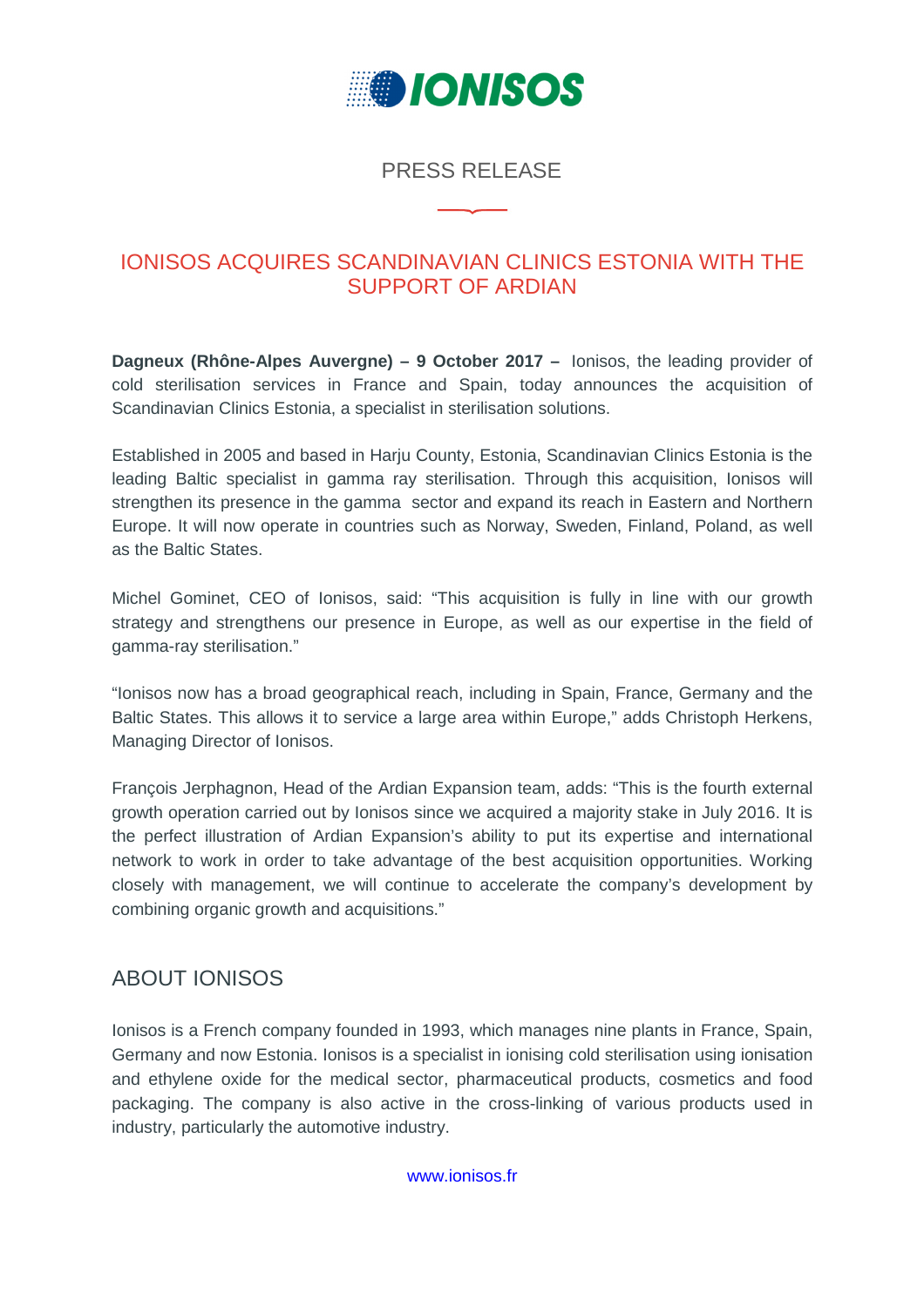IONISOS

PRESS RELEASE

# IONISOS ACQUIRES SCANDINAVIAN CLINICS ESTONIA WITH THE SUPPORT OF ARDIAN

**Dagneux (Rhône-Alpes Auvergne) – 9 October 2017 –** Ionisos, the leading provider of cold sterilisation services in France and Spain, today announces the acquisition of Scandinavian Clinics Estonia, a specialist in sterilisation solutions.

Established in 2005 and based in Harju County, Estonia, Scandinavian Clinics Estonia is the leading Baltic specialist in gamma ray sterilisation. Through this acquisition, Ionisos will strengthen its presence in the gamma sector and expand its reach in Eastern and Northern Europe. It will now operate in countries such as Norway, Sweden, Finland, Poland, as well as the Baltic States.

Michel Gominet, CEO of Ionisos, said: "This acquisition is fully in line with our growth strategy and strengthens our presence in Europe, as well as our expertise in the field of gamma-ray sterilisation."

"Ionisos now has a broad geographical reach, including in Spain, France, Germany and the Baltic States. This allows it to service a large area within Europe," adds Christoph Herkens, Managing Director of Ionisos.

François Jerphagnon, Head of the Ardian Expansion team, adds: "This is the fourth external growth operation carried out by Ionisos since we acquired a majority stake in July 2016. It is the perfect illustration of Ardian Expansion's ability to put its expertise and international network to work in order to take advantage of the best acquisition opportunities. Working closely with management, we will continue to accelerate the company's development by combining organic growth and acquisitions."

## ABOUT IONISOS

Ionisos is a French company founded in 1993, which manages nine plants in France, Spain, Germany and now Estonia. Ionisos is a specialist in ionising cold sterilisation using ionisation and ethylene oxide for the medical sector, pharmaceutical products, cosmetics and food packaging. The company is also active in the cross-linking of various products used in industry, particularly the automotive industry.

www.ionisos.fr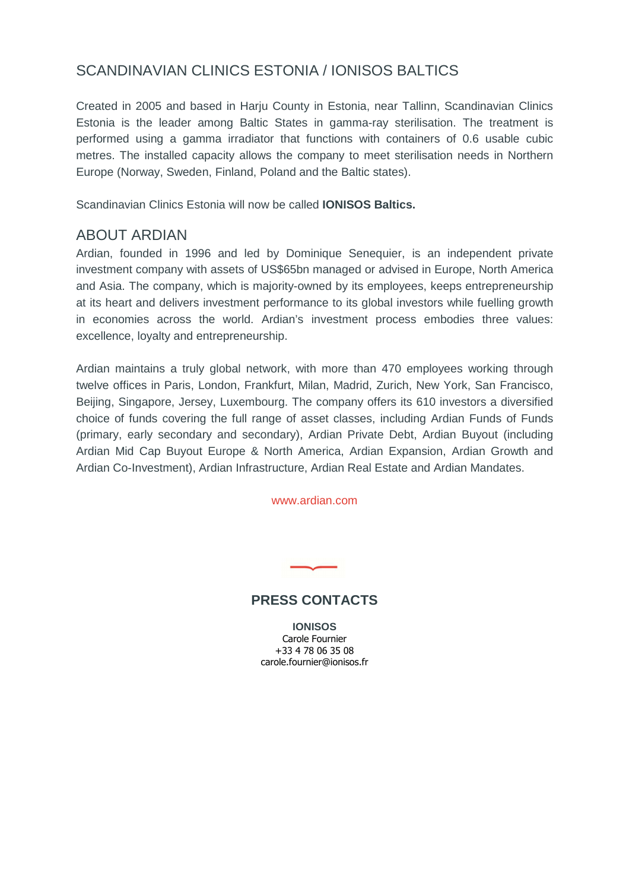## SCANDINAVIAN CLINICS ESTONIA / IONISOS BALTICS

Created in 2005 and based in Harju County in Estonia, near Tallinn, Scandinavian Clinics Estonia is the leader among Baltic States in gamma-ray sterilisation. The treatment is performed using a gamma irradiator that functions with containers of 0.6 usable cubic metres. The installed capacity allows the company to meet sterilisation needs in Northern Europe (Norway, Sweden, Finland, Poland and the Baltic states).

Scandinavian Clinics Estonia will now be called **IONISOS Baltics.**

## ABOUT ARDIAN

Ardian, founded in 1996 and led by Dominique Senequier, is an independent private investment company with assets of US$65bn managed or advised in Europe, North America and Asia. The company, which is majority-owned by its employees, keeps entrepreneurship at its heart and delivers investment performance to its global investors while fuelling growth in economies across the world. Ardian's investment process embodies three values: excellence, loyalty and entrepreneurship.

Ardian maintains a truly global network, with more than 470 employees working through twelve offices in Paris, London, Frankfurt, Milan, Madrid, Zurich, New York, San Francisco, Beijing, Singapore, Jersey, Luxembourg. The company offers its 610 investors a diversified choice of funds covering the full range of asset classes, including Ardian Funds of Funds (primary, early secondary and secondary), Ardian Private Debt, Ardian Buyout (including Ardian Mid Cap Buyout Europe & North America, Ardian Expansion, Ardian Growth and Ardian Co-Investment), Ardian Infrastructure, Ardian Real Estate and Ardian Mandates.

www.ardian.com

## PRESS CONTACTS

**IONISOS**
Carole Fournier
+33 4 78 06 35 08
carole.fournier@ionisos.fr